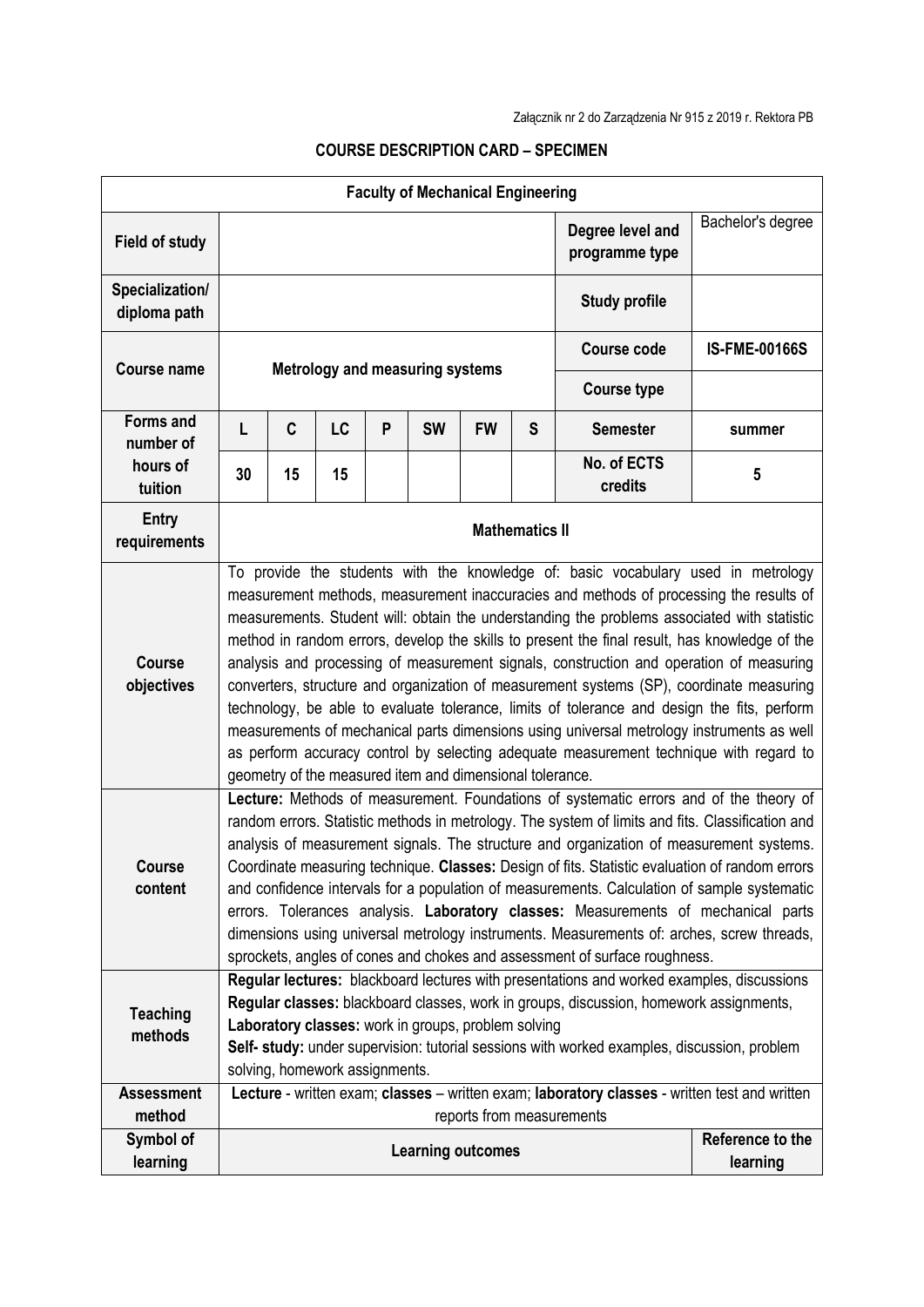Załącznik nr 2 do Zarządzenia Nr 915 z 2019 r. Rektora PB

## COURSE DESCRIPTION CARD – SPECIMEN

| Faculty of Mechanical Engineering | | | | | | | | | |
|---|---|---|---|---|---|---|---|---|---|
| **Field of study** | | | | | | | | **Degree level and programme type** | Bachelor's degree |
| **Specialization/ diploma path** | | | | | | | | **Study profile** | |
| **Course name** | **Metrology and measuring systems** | | | | | | | **Course code** | **IS-FME-00166S** |
| | | | | | | | | **Course type** | |
| **Forms and number of hours of tuition** | **L** | **C** | **LC** | **P** | **SW** | **FW** | **S** | **Semester** | **summer** |
| | **30** | **15** | **15** | | | | | **No. of ECTS credits** | **5** |
| **Entry requirements** | **Mathematics II** | | | | | | | | |
| **Course objectives** | To provide the students with the knowledge of: basic vocabulary used in metrology measurement methods, measurement inaccuracies and methods of processing the results of measurements. Student will: obtain the understanding the problems associated with statistic method in random errors, develop the skills to present the final result, has knowledge of the analysis and processing of measurement signals, construction and operation of measuring converters, structure and organization of measurement systems (SP), coordinate measuring technology, be able to evaluate tolerance, limits of tolerance and design the fits, perform measurements of mechanical parts dimensions using universal metrology instruments as well as perform accuracy control by selecting adequate measurement technique with regard to geometry of the measured item and dimensional tolerance. | | | | | | | | |
| **Course content** | **Lecture:** Methods of measurement. Foundations of systematic errors and of the theory of random errors. Statistic methods in metrology. The system of limits and fits. Classification and analysis of measurement signals. The structure and organization of measurement systems. Coordinate measuring technique. **Classes:** Design of fits. Statistic evaluation of random errors and confidence intervals for a population of measurements. Calculation of sample systematic errors. Tolerances analysis. **Laboratory classes:** Measurements of mechanical parts dimensions using universal metrology instruments. Measurements of: arches, screw threads, sprockets, angles of cones and chokes and assessment of surface roughness. | | | | | | | | |
| **Teaching methods** | **Regular lectures:** blackboard lectures with presentations and worked examples, discussions **Regular classes:** blackboard classes, work in groups, discussion, homework assignments, **Laboratory classes:** work in groups, problem solving **Self- study:** under supervision: tutorial sessions with worked examples, discussion, problem solving, homework assignments. | | | | | | | | |
| **Assessment method** | **Lecture** - written exam; **classes** – written exam; **laboratory classes** - written test and written reports from measurements | | | | | | | | |
| **Symbol of learning** | **Learning outcomes** | | | | | | | | **Reference to the learning** |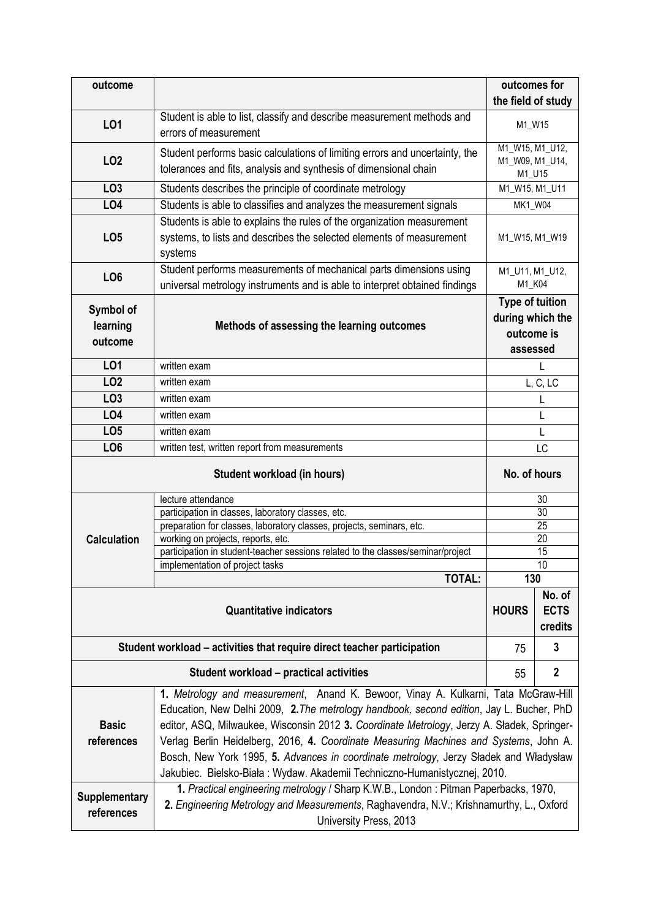| outcome | | outcomes for the field of study | |
|---|---|---|---|
| **LO1** | Student is able to list, classify and describe measurement methods and errors of measurement | M1_W15 | |
| **LO2** | Student performs basic calculations of limiting errors and uncertainty, the tolerances and fits, analysis and synthesis of dimensional chain | M1_W15, M1_U12, M1_W09, M1_U14, M1_U15 | |
| **LO3** | Students describes the principle of coordinate metrology | M1_W15, M1_U11 | |
| **LO4** | Students is able to classifies and analyzes the measurement signals | MK1_W04 | |
| **LO5** | Students is able to explains the rules of the organization measurement systems, to lists and describes the selected elements of measurement systems | M1_W15, M1_W19 | |
| **LO6** | Student performs measurements of mechanical parts dimensions using universal metrology instruments and is able to interpret obtained findings | M1_U11, M1_U12, M1_K04 | |
| **Symbol of learning outcome** | **Methods of assessing the learning outcomes** | **Type of tuition during which the outcome is assessed** | |
| **LO1** | written exam | L | |
| **LO2** | written exam | L, C, LC | |
| **LO3** | written exam | L | |
| **LO4** | written exam | L | |
| **LO5** | written exam | L | |
| **LO6** | written test, written report from measurements | LC | |
| **Student workload (in hours)** | | **No. of hours** | |
| **Calculation** | lecture attendance | 30 | |
| | participation in classes, laboratory classes, etc. | 30 | |
| | preparation for classes, laboratory classes, projects, seminars, etc. | 25 | |
| | working on projects, reports, etc. | 20 | |
| | participation in student-teacher sessions related to the classes/seminar/project | 15 | |
| | implementation of project tasks | 10 | |
| | **TOTAL:** | **130** | |
| **Quantitative indicators** | | **HOURS** | **No. of ECTS credits** |
| **Student workload – activities that require direct teacher participation** | | 75 | **3** |
| **Student workload – practical activities** | | 55 | **2** |
| **Basic references** | **1.** *Metrology and measurement*, Anand K. Bewoor, Vinay A. Kulkarni, Tata McGraw-Hill Education, New Delhi 2009, **2.** *The metrology handbook, second edition*, Jay L. Bucher, PhD editor, ASQ, Milwaukee, Wisconsin 2012 **3.** *Coordinate Metrology*, Jerzy A. Sładek, Springer-Verlag Berlin Heidelberg, 2016, **4.** *Coordinate Measuring Machines and Systems*, John A. Bosch, New York 1995, **5.** *Advances in coordinate metrology*, Jerzy Sładek and Władysław Jakubiec. Bielsko-Biała : Wydaw. Akademii Techniczno-Humanistycznej, 2010. | | |
| **Supplementary references** | **1.** *Practical engineering metrology* / Sharp K.W.B., London : Pitman Paperbacks, 1970, **2.** *Engineering Metrology and Measurements*, Raghavendra, N.V.; Krishnamurthy, L., Oxford University Press, 2013 | | |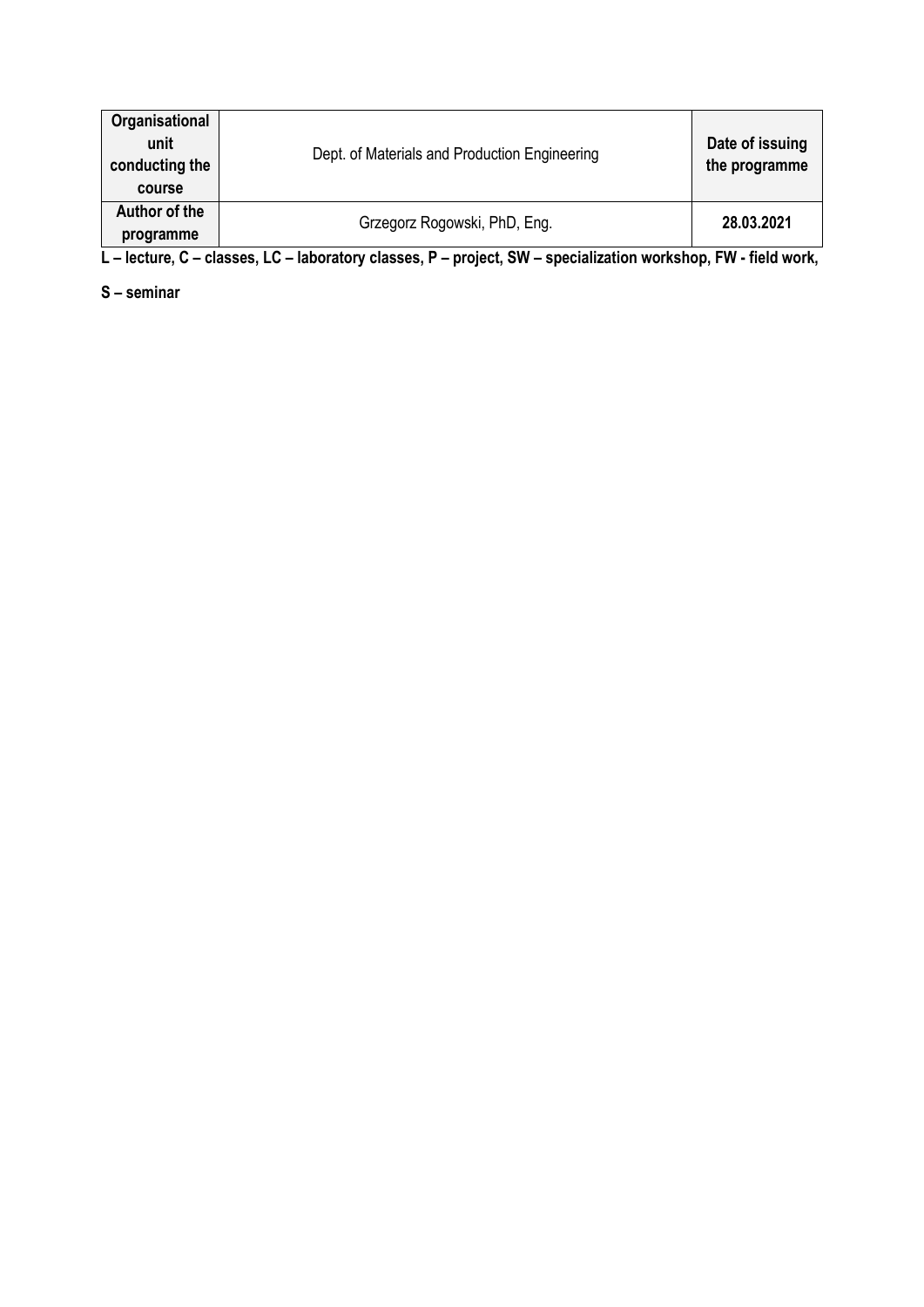| | | |
|---|---|---|
| **Organisational unit conducting the course** | Dept. of Materials and Production Engineering | **Date of issuing the programme** |
| **Author of the programme** | Grzegorz Rogowski, PhD, Eng. | **28.03.2021** |

**L – lecture, C – classes, LC – laboratory classes, P – project, SW – specialization workshop, FW - field work,**

**S – seminar**